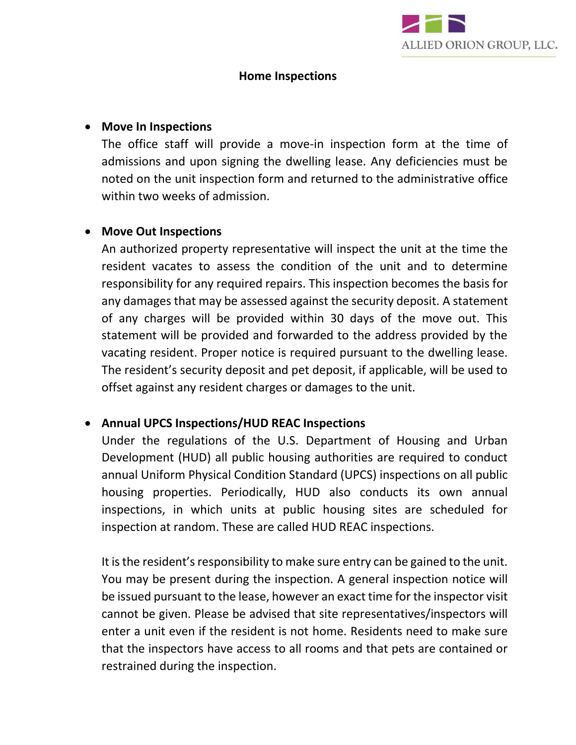# Home Inspections

- **Move In Inspections**
  The office staff will provide a move-in inspection form at the time of admissions and upon signing the dwelling lease. Any deficiencies must be noted on the unit inspection form and returned to the administrative office within two weeks of admission.

- **Move Out Inspections**
  An authorized property representative will inspect the unit at the time the resident vacates to assess the condition of the unit and to determine responsibility for any required repairs. This inspection becomes the basis for any damages that may be assessed against the security deposit. A statement of any charges will be provided within 30 days of the move out. This statement will be provided and forwarded to the address provided by the vacating resident. Proper notice is required pursuant to the dwelling lease. The resident's security deposit and pet deposit, if applicable, will be used to offset against any resident charges or damages to the unit.

- **Annual UPCS Inspections/HUD REAC Inspections**
  Under the regulations of the U.S. Department of Housing and Urban Development (HUD) all public housing authorities are required to conduct annual Uniform Physical Condition Standard (UPCS) inspections on all public housing properties. Periodically, HUD also conducts its own annual inspections, in which units at public housing sites are scheduled for inspection at random. These are called HUD REAC inspections.

  It is the resident's responsibility to make sure entry can be gained to the unit. You may be present during the inspection. A general inspection notice will be issued pursuant to the lease, however an exact time for the inspector visit cannot be given. Please be advised that site representatives/inspectors will enter a unit even if the resident is not home. Residents need to make sure that the inspectors have access to all rooms and that pets are contained or restrained during the inspection.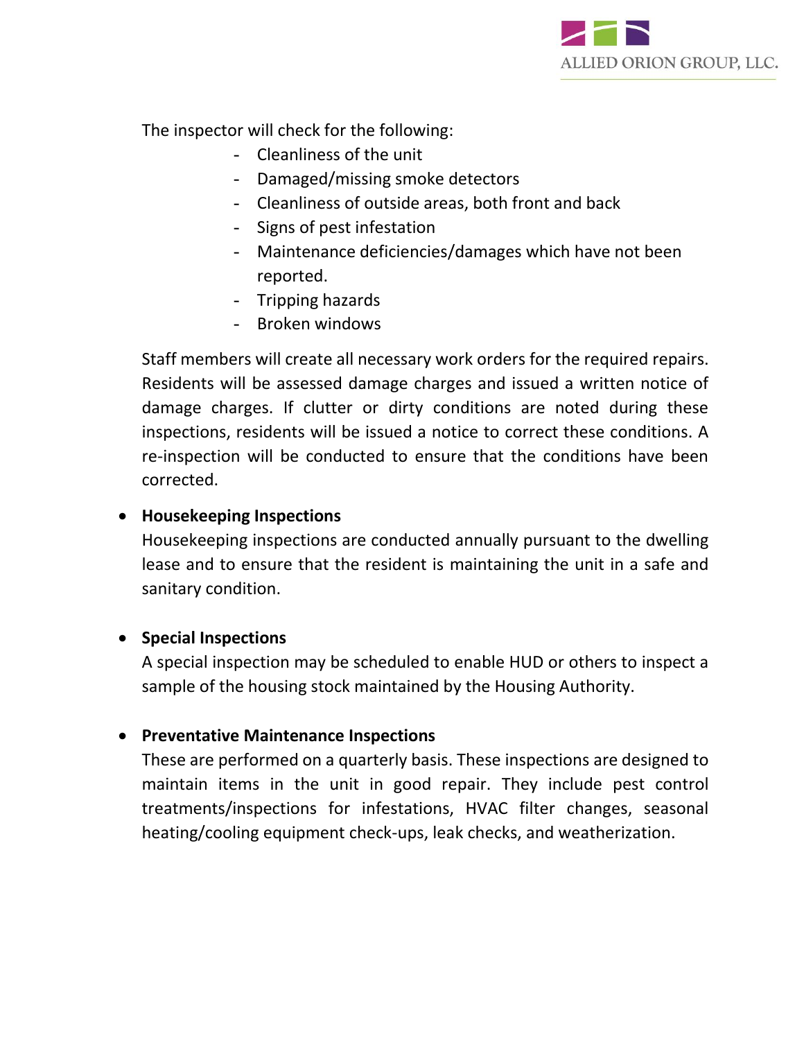The inspector will check for the following:

- Cleanliness of the unit
- Damaged/missing smoke detectors
- Cleanliness of outside areas, both front and back
- Signs of pest infestation
- Maintenance deficiencies/damages which have not been reported.
- Tripping hazards
- Broken windows

Staff members will create all necessary work orders for the required repairs. Residents will be assessed damage charges and issued a written notice of damage charges. If clutter or dirty conditions are noted during these inspections, residents will be issued a notice to correct these conditions. A re-inspection will be conducted to ensure that the conditions have been corrected.

- **Housekeeping Inspections**
  Housekeeping inspections are conducted annually pursuant to the dwelling lease and to ensure that the resident is maintaining the unit in a safe and sanitary condition.

- **Special Inspections**
  A special inspection may be scheduled to enable HUD or others to inspect a sample of the housing stock maintained by the Housing Authority.

- **Preventative Maintenance Inspections**
  These are performed on a quarterly basis. These inspections are designed to maintain items in the unit in good repair. They include pest control treatments/inspections for infestations, HVAC filter changes, seasonal heating/cooling equipment check-ups, leak checks, and weatherization.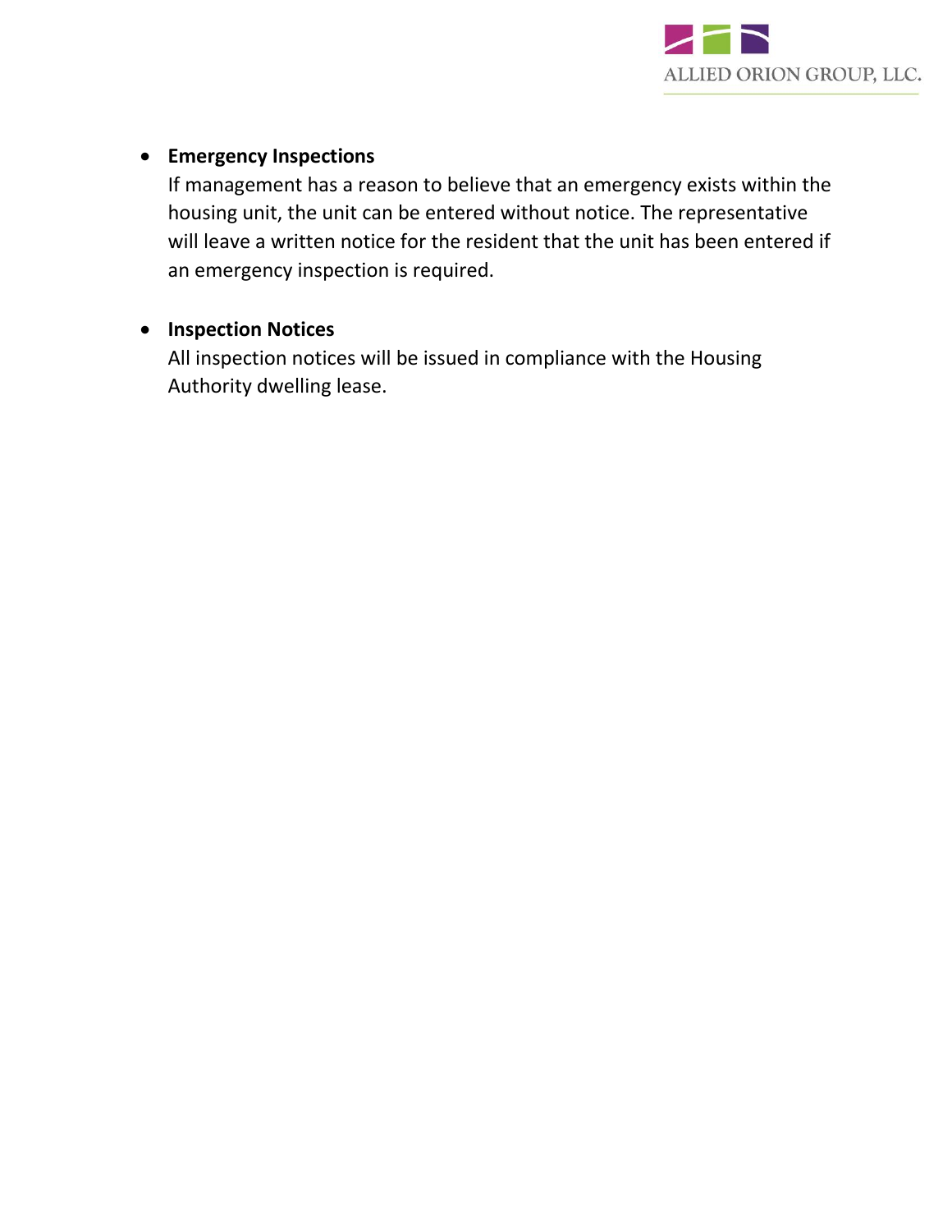- **Emergency Inspections**
  If management has a reason to believe that an emergency exists within the housing unit, the unit can be entered without notice. The representative will leave a written notice for the resident that the unit has been entered if an emergency inspection is required.

- **Inspection Notices**
  All inspection notices will be issued in compliance with the Housing Authority dwelling lease.